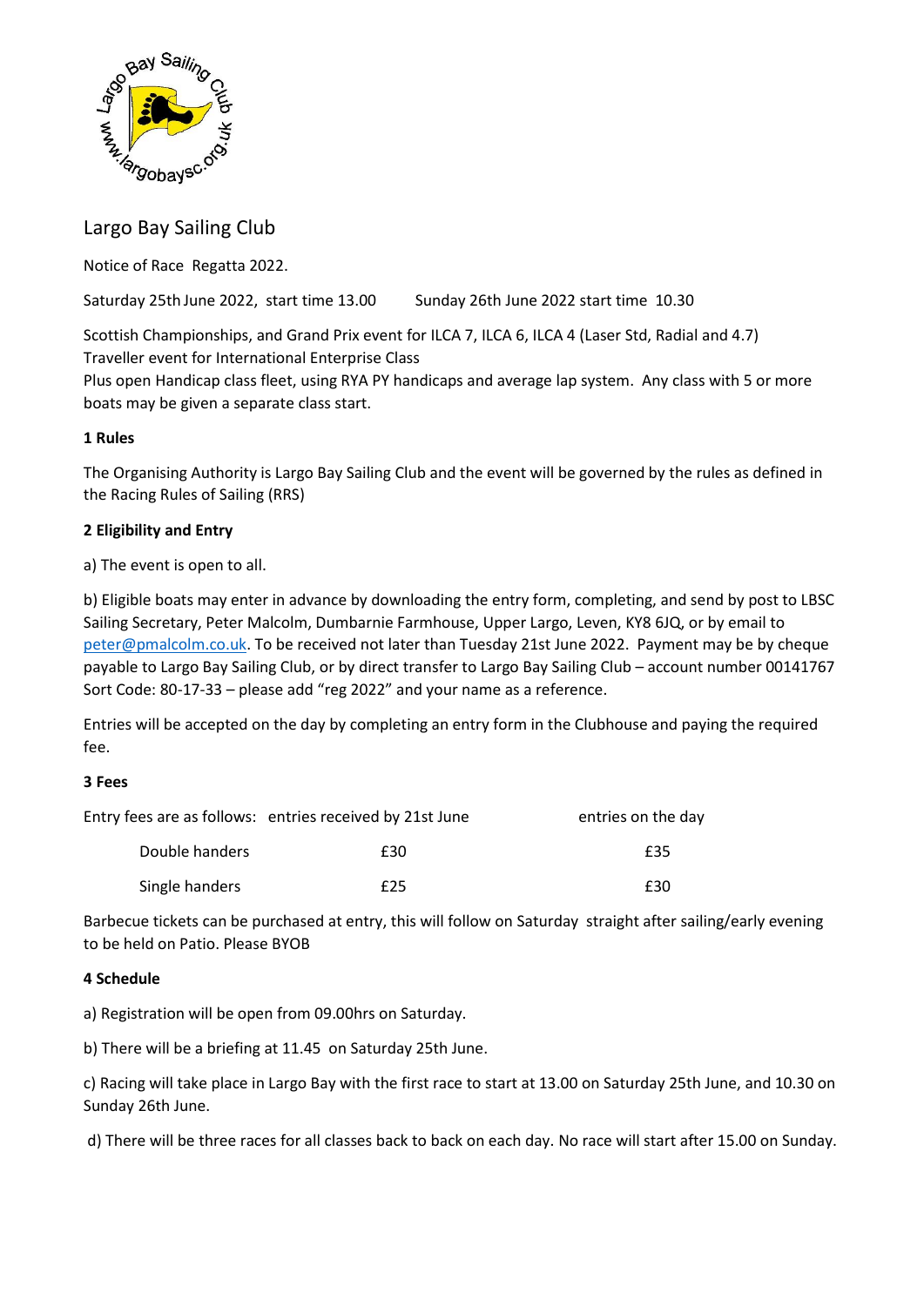# Largo Bay Sailing Club

Notice of Race Regatta 2022.

Saturday 25th June 2022, start time 13.00 Sunday 26th June 2022 start time 10.30

Scottish Championships, and Grand Prix event for ILCA 7, ILCA 6, ILCA 4 (Laser Std, Radial and 4.7)
Traveller event for International Enterprise Class
Plus open Handicap class fleet, using RYA PY handicaps and average lap system. Any class with 5 or more boats may be given a separate class start.

**1 Rules**

The Organising Authority is Largo Bay Sailing Club and the event will be governed by the rules as defined in the Racing Rules of Sailing (RRS)

**2 Eligibility and Entry**

a) The event is open to all.

b) Eligible boats may enter in advance by downloading the entry form, completing, and send by post to LBSC Sailing Secretary, Peter Malcolm, Dumbarnie Farmhouse, Upper Largo, Leven, KY8 6JQ, or by email to peter@pmalcolm.co.uk. To be received not later than Tuesday 21st June 2022. Payment may be by cheque payable to Largo Bay Sailing Club, or by direct transfer to Largo Bay Sailing Club – account number 00141767 Sort Code: 80-17-33 – please add "reg 2022" and your name as a reference.

Entries will be accepted on the day by completing an entry form in the Clubhouse and paying the required fee.

**3 Fees**

| Entry fees are as follows: | entries received by 21st June | entries on the day |
|---|---|---|
| Double handers | £30 | £35 |
| Single handers | £25 | £30 |

Barbecue tickets can be purchased at entry, this will follow on Saturday straight after sailing/early evening to be held on Patio. Please BYOB

**4 Schedule**

a) Registration will be open from 09.00hrs on Saturday.

b) There will be a briefing at 11.45 on Saturday 25th June.

c) Racing will take place in Largo Bay with the first race to start at 13.00 on Saturday 25th June, and 10.30 on Sunday 26th June.

d) There will be three races for all classes back to back on each day. No race will start after 15.00 on Sunday.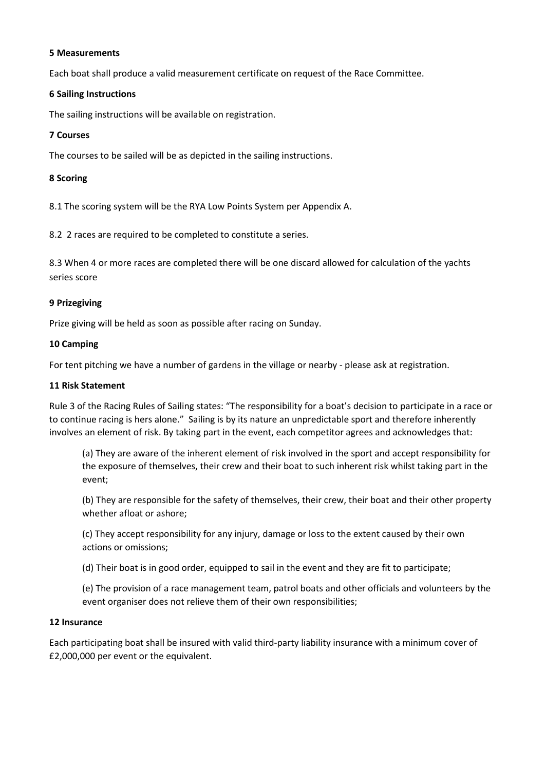**5 Measurements**

Each boat shall produce a valid measurement certificate on request of the Race Committee.

**6 Sailing Instructions**

The sailing instructions will be available on registration.

**7 Courses**

The courses to be sailed will be as depicted in the sailing instructions.

**8 Scoring**

8.1 The scoring system will be the RYA Low Points System per Appendix A.

8.2 2 races are required to be completed to constitute a series.

8.3 When 4 or more races are completed there will be one discard allowed for calculation of the yachts series score

**9 Prizegiving**

Prize giving will be held as soon as possible after racing on Sunday.

**10 Camping**

For tent pitching we have a number of gardens in the village or nearby - please ask at registration.

**11 Risk Statement**

Rule 3 of the Racing Rules of Sailing states: "The responsibility for a boat's decision to participate in a race or to continue racing is hers alone." Sailing is by its nature an unpredictable sport and therefore inherently involves an element of risk. By taking part in the event, each competitor agrees and acknowledges that:

(a) They are aware of the inherent element of risk involved in the sport and accept responsibility for the exposure of themselves, their crew and their boat to such inherent risk whilst taking part in the event;

(b) They are responsible for the safety of themselves, their crew, their boat and their other property whether afloat or ashore;

(c) They accept responsibility for any injury, damage or loss to the extent caused by their own actions or omissions;

(d) Their boat is in good order, equipped to sail in the event and they are fit to participate;

(e) The provision of a race management team, patrol boats and other officials and volunteers by the event organiser does not relieve them of their own responsibilities;

**12 Insurance**

Each participating boat shall be insured with valid third-party liability insurance with a minimum cover of £2,000,000 per event or the equivalent.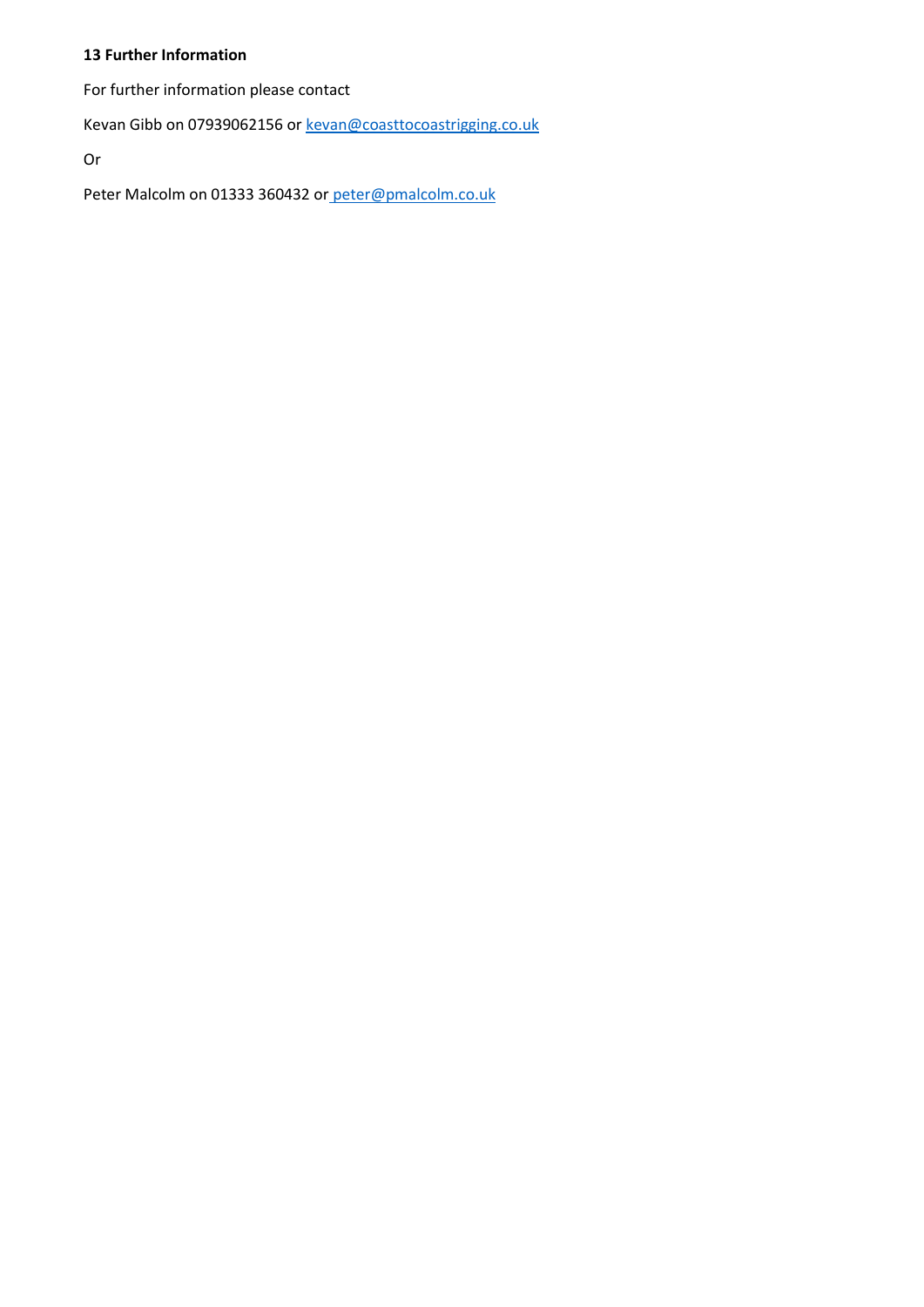**13 Further Information**

For further information please contact

Kevan Gibb on 07939062156 or kevan@coasttocoastrigging.co.uk

Or

Peter Malcolm on 01333 360432 or peter@pmalcolm.co.uk